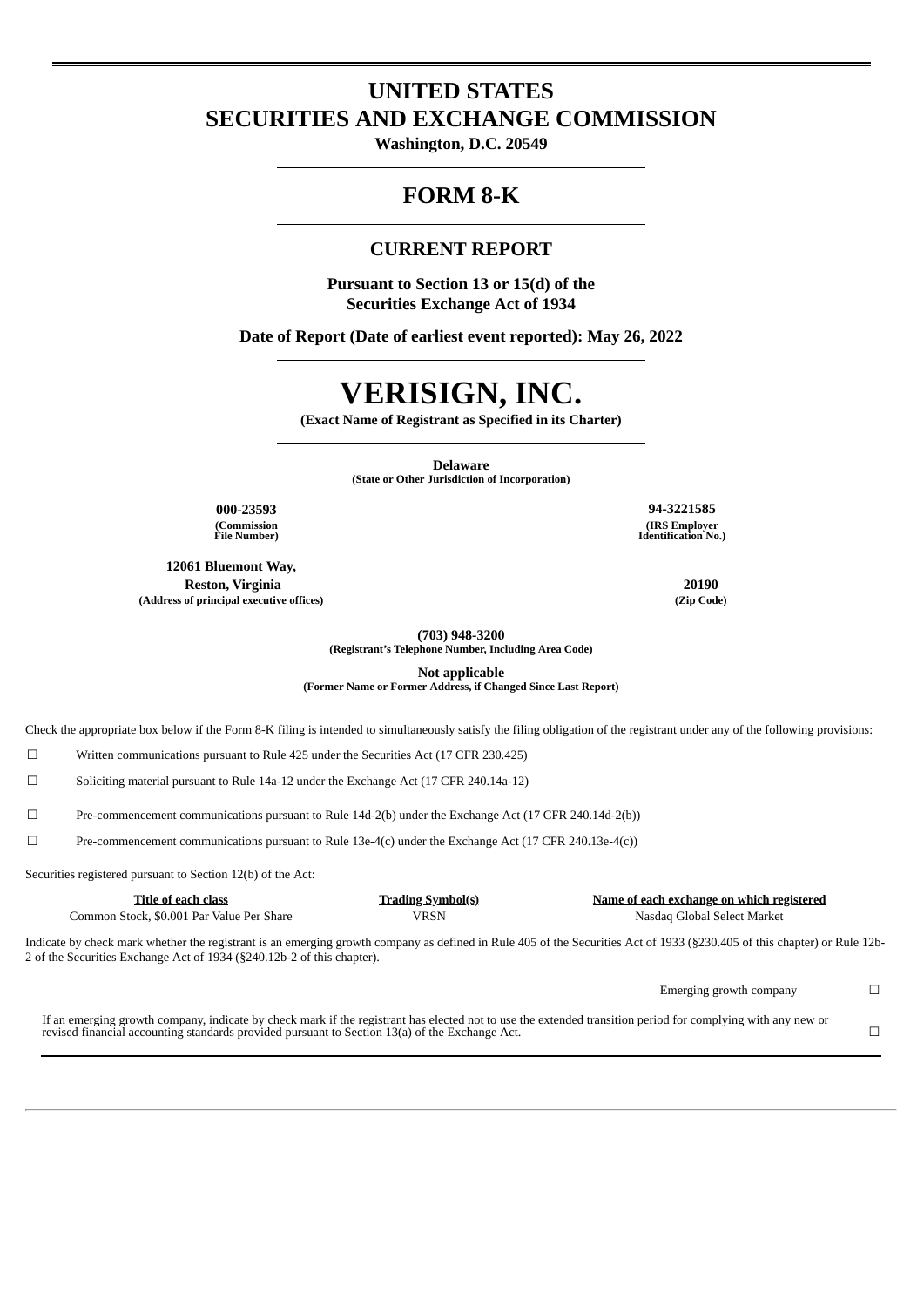# UNITED STATES
# SECURITIES AND EXCHANGE COMMISSION

**Washington, D.C. 20549**

## FORM 8-K

### CURRENT REPORT

**Pursuant to Section 13 or 15(d) of the Securities Exchange Act of 1934**

**Date of Report (Date of earliest event reported): May 26, 2022**

# VERISIGN, INC.

**(Exact Name of Registrant as Specified in its Charter)**

**Delaware**
**(State or Other Jurisdiction of Incorporation)**

| **000-23593** | **94-3221585** |
|---|---|
| **(Commission File Number)** | **(IRS Employer Identification No.)** |

| **12061 Bluemont Way, Reston, Virginia** | **20190** |
|---|---|
| **(Address of principal executive offices)** | **(Zip Code)** |

**(703) 948-3200**
**(Registrant's Telephone Number, Including Area Code)**

**Not applicable**
**(Former Name or Former Address, if Changed Since Last Report)**

Check the appropriate box below if the Form 8-K filing is intended to simultaneously satisfy the filing obligation of the registrant under any of the following provisions:

☐ Written communications pursuant to Rule 425 under the Securities Act (17 CFR 230.425)

☐ Soliciting material pursuant to Rule 14a-12 under the Exchange Act (17 CFR 240.14a-12)

☐ Pre-commencement communications pursuant to Rule 14d-2(b) under the Exchange Act (17 CFR 240.14d-2(b))

☐ Pre-commencement communications pursuant to Rule 13e-4(c) under the Exchange Act (17 CFR 240.13e-4(c))

Securities registered pursuant to Section 12(b) of the Act:

| Title of each class | Trading Symbol(s) | Name of each exchange on which registered |
|---|---|---|
| Common Stock, $0.001 Par Value Per Share | VRSN | Nasdaq Global Select Market |

Indicate by check mark whether the registrant is an emerging growth company as defined in Rule 405 of the Securities Act of 1933 (§230.405 of this chapter) or Rule 12b-2 of the Securities Exchange Act of 1934 (§240.12b-2 of this chapter).

Emerging growth company ☐

If an emerging growth company, indicate by check mark if the registrant has elected not to use the extended transition period for complying with any new or revised financial accounting standards provided pursuant to Section 13(a) of the Exchange Act. ☐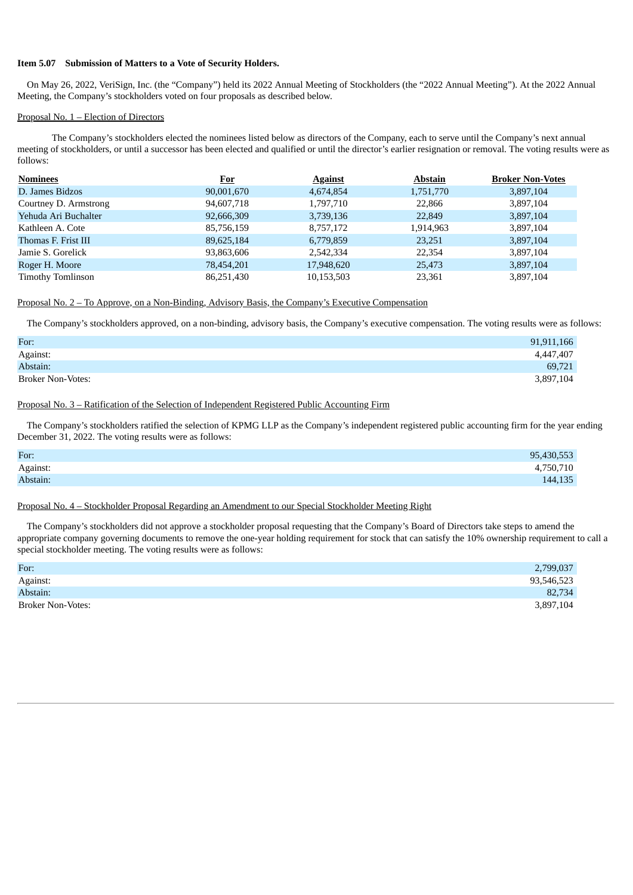**Item 5.07 Submission of Matters to a Vote of Security Holders.**

On May 26, 2022, VeriSign, Inc. (the "Company") held its 2022 Annual Meeting of Stockholders (the "2022 Annual Meeting"). At the 2022 Annual Meeting, the Company's stockholders voted on four proposals as described below.

Proposal No. 1 – Election of Directors

The Company's stockholders elected the nominees listed below as directors of the Company, each to serve until the Company's next annual meeting of stockholders, or until a successor has been elected and qualified or until the director's earlier resignation or removal. The voting results were as follows:

| Nominees | For | Against | Abstain | Broker Non-Votes |
|---|---|---|---|---|
| D. James Bidzos | 90,001,670 | 4,674,854 | 1,751,770 | 3,897,104 |
| Courtney D. Armstrong | 94,607,718 | 1,797,710 | 22,866 | 3,897,104 |
| Yehuda Ari Buchalter | 92,666,309 | 3,739,136 | 22,849 | 3,897,104 |
| Kathleen A. Cote | 85,756,159 | 8,757,172 | 1,914,963 | 3,897,104 |
| Thomas F. Frist III | 89,625,184 | 6,779,859 | 23,251 | 3,897,104 |
| Jamie S. Gorelick | 93,863,606 | 2,542,334 | 22,354 | 3,897,104 |
| Roger H. Moore | 78,454,201 | 17,948,620 | 25,473 | 3,897,104 |
| Timothy Tomlinson | 86,251,430 | 10,153,503 | 23,361 | 3,897,104 |

Proposal No. 2 – To Approve, on a Non-Binding, Advisory Basis, the Company's Executive Compensation

The Company's stockholders approved, on a non-binding, advisory basis, the Company's executive compensation. The voting results were as follows:

| | |
|---|---|
| For: | 91,911,166 |
| Against: | 4,447,407 |
| Abstain: | 69,721 |
| Broker Non-Votes: | 3,897,104 |

Proposal No. 3 – Ratification of the Selection of Independent Registered Public Accounting Firm

The Company's stockholders ratified the selection of KPMG LLP as the Company's independent registered public accounting firm for the year ending December 31, 2022. The voting results were as follows:

| | |
|---|---|
| For: | 95,430,553 |
| Against: | 4,750,710 |
| Abstain: | 144,135 |

Proposal No. 4 – Stockholder Proposal Regarding an Amendment to our Special Stockholder Meeting Right

The Company's stockholders did not approve a stockholder proposal requesting that the Company's Board of Directors take steps to amend the appropriate company governing documents to remove the one-year holding requirement for stock that can satisfy the 10% ownership requirement to call a special stockholder meeting. The voting results were as follows:

| | |
|---|---|
| For: | 2,799,037 |
| Against: | 93,546,523 |
| Abstain: | 82,734 |
| Broker Non-Votes: | 3,897,104 |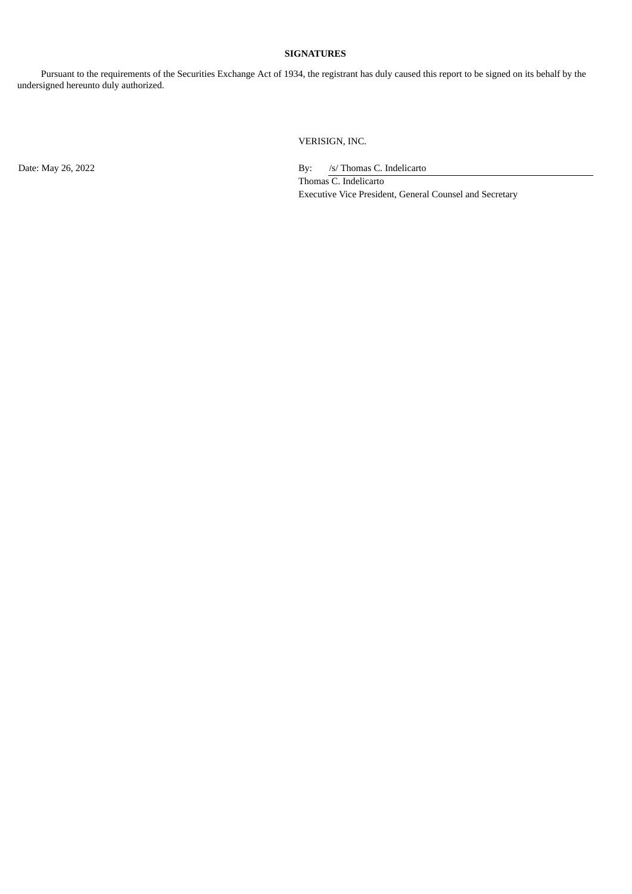**SIGNATURES**

Pursuant to the requirements of the Securities Exchange Act of 1934, the registrant has duly caused this report to be signed on its behalf by the undersigned hereunto duly authorized.

VERISIGN, INC.

Date: May 26, 2022

By: /s/ Thomas C. Indelicarto

Thomas C. Indelicarto

Executive Vice President, General Counsel and Secretary